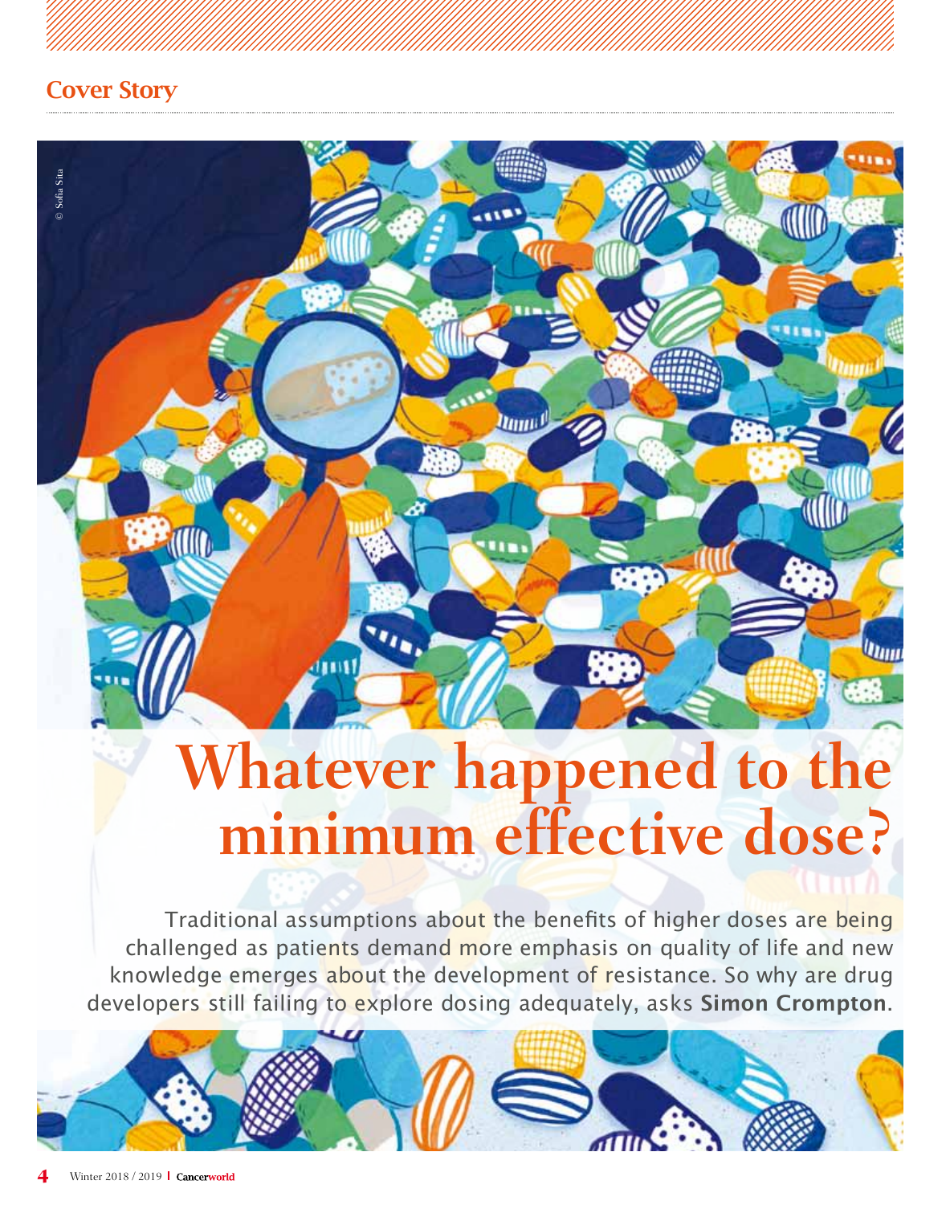Cover Story

# Whatever happened to the minimum effective dose?

Traditional assumptions about the benefits of higher doses are being challenged as patients demand more emphasis on quality of life and new knowledge emerges about the development of resistance. So why are drug developers still failing to explore dosing adequately, asks **Simon Crompton**.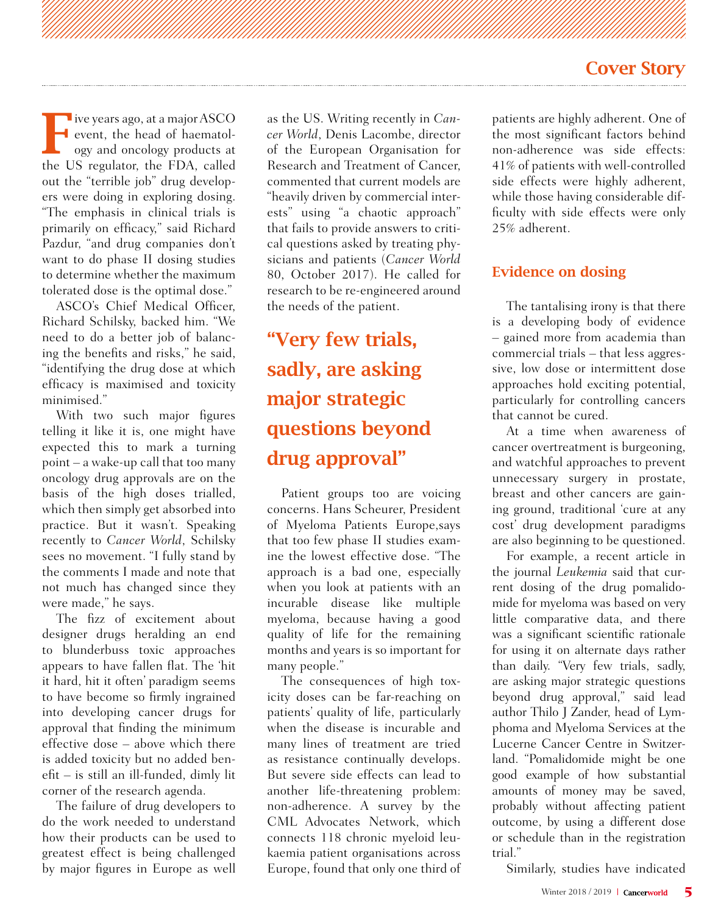Five years ago, at a major ASCO event, the head of haematology and oncology products at the US regulator, the FDA, called out the "terrible job" drug developers were doing in exploring dosing. "The emphasis in clinical trials is primarily on efficacy," said Richard Pazdur, "and drug companies don't want to do phase II dosing studies to determine whether the maximum tolerated dose is the optimal dose."

ASCO's Chief Medical Officer, Richard Schilsky, backed him. "We need to do a better job of balancing the benefits and risks," he said, "identifying the drug dose at which efficacy is maximised and toxicity minimised."

With two such major figures telling it like it is, one might have expected this to mark a turning point – a wake-up call that too many oncology drug approvals are on the basis of the high doses trialled, which then simply get absorbed into practice. But it wasn't. Speaking recently to *Cancer World*, Schilsky sees no movement. "I fully stand by the comments I made and note that not much has changed since they were made," he says.

The fizz of excitement about designer drugs heralding an end to blunderbuss toxic approaches appears to have fallen flat. The 'hit it hard, hit it often' paradigm seems to have become so firmly ingrained into developing cancer drugs for approval that finding the minimum effective dose – above which there is added toxicity but no added benefit – is still an ill-funded, dimly lit corner of the research agenda.

The failure of drug developers to do the work needed to understand how their products can be used to greatest effect is being challenged by major figures in Europe as well as the US. Writing recently in *Cancer World*, Denis Lacombe, director of the European Organisation for Research and Treatment of Cancer, commented that current models are "heavily driven by commercial interests" using "a chaotic approach" that fails to provide answers to critical questions asked by treating physicians and patients (*Cancer World* 80, October 2017). He called for research to be re-engineered around the needs of the patient.

> **"Very few trials, sadly, are asking major strategic questions beyond drug approval"**

Patient groups too are voicing concerns. Hans Scheurer, President of Myeloma Patients Europe,says that too few phase II studies examine the lowest effective dose. "The approach is a bad one, especially when you look at patients with an incurable disease like multiple myeloma, because having a good quality of life for the remaining months and years is so important for many people."

The consequences of high toxicity doses can be far-reaching on patients' quality of life, particularly when the disease is incurable and many lines of treatment are tried as resistance continually develops. But severe side effects can lead to another life-threatening problem: non-adherence. A survey by the CML Advocates Network, which connects 118 chronic myeloid leukaemia patient organisations across Europe, found that only one third of patients are highly adherent. One of the most significant factors behind non-adherence was side effects: 41% of patients with well-controlled side effects were highly adherent, while those having considerable difficulty with side effects were only 25% adherent.

## Evidence on dosing

The tantalising irony is that there is a developing body of evidence – gained more from academia than commercial trials – that less aggressive, low dose or intermittent dose approaches hold exciting potential, particularly for controlling cancers that cannot be cured.

At a time when awareness of cancer overtreatment is burgeoning, and watchful approaches to prevent unnecessary surgery in prostate, breast and other cancers are gaining ground, traditional 'cure at any cost' drug development paradigms are also beginning to be questioned.

For example, a recent article in the journal *Leukemia* said that current dosing of the drug pomalidomide for myeloma was based on very little comparative data, and there was a significant scientific rationale for using it on alternate days rather than daily. "Very few trials, sadly, are asking major strategic questions beyond drug approval," said lead author Thilo J Zander, head of Lymphoma and Myeloma Services at the Lucerne Cancer Centre in Switzerland. "Pomalidomide might be one good example of how substantial amounts of money may be saved, probably without affecting patient outcome, by using a different dose or schedule than in the registration trial."

Similarly, studies have indicated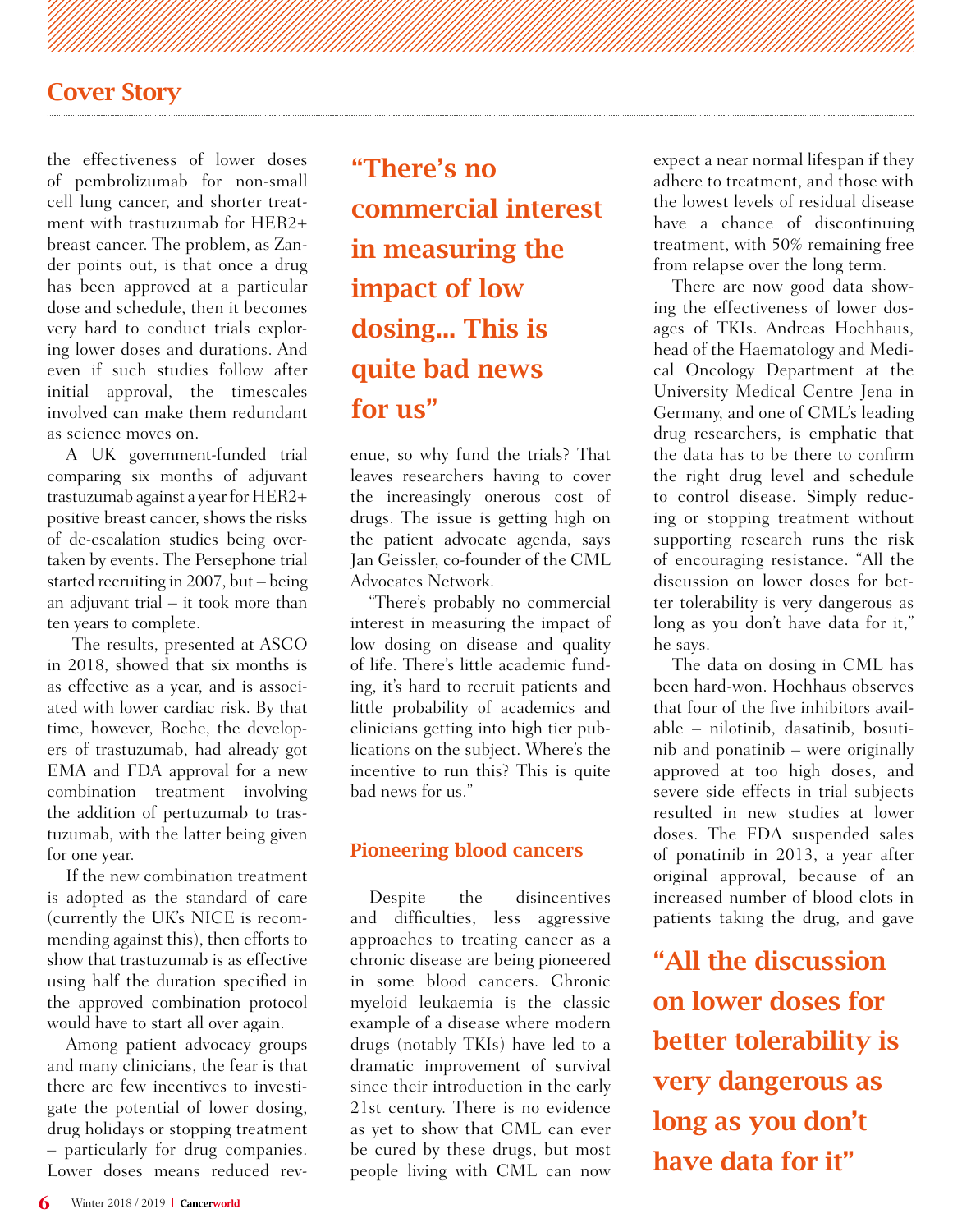## Cover Story

the effectiveness of lower doses of pembrolizumab for non-small cell lung cancer, and shorter treatment with trastuzumab for HER2+ breast cancer. The problem, as Zander points out, is that once a drug has been approved at a particular dose and schedule, then it becomes very hard to conduct trials exploring lower doses and durations. And even if such studies follow after initial approval, the timescales involved can make them redundant as science moves on.

A UK government-funded trial comparing six months of adjuvant trastuzumab against a year for HER2+ positive breast cancer, shows the risks of de-escalation studies being overtaken by events. The Persephone trial started recruiting in 2007, but – being an adjuvant trial – it took more than ten years to complete.

The results, presented at ASCO in 2018, showed that six months is as effective as a year, and is associated with lower cardiac risk. By that time, however, Roche, the developers of trastuzumab, had already got EMA and FDA approval for a new combination treatment involving the addition of pertuzumab to trastuzumab, with the latter being given for one year.

If the new combination treatment is adopted as the standard of care (currently the UK's NICE is recommending against this), then efforts to show that trastuzumab is as effective using half the duration specified in the approved combination protocol would have to start all over again.

Among patient advocacy groups and many clinicians, the fear is that there are few incentives to investigate the potential of lower dosing, drug holidays or stopping treatment – particularly for drug companies. Lower doses means reduced revenue, so why fund the trials? That leaves researchers having to cover the increasingly onerous cost of drugs. The issue is getting high on the patient advocate agenda, says Jan Geissler, co-founder of the CML Advocates Network.

**"There's no commercial interest in measuring the impact of low dosing… This is quite bad news for us"**

"There's probably no commercial interest in measuring the impact of low dosing on disease and quality of life. There's little academic funding, it's hard to recruit patients and little probability of academics and clinicians getting into high tier publications on the subject. Where's the incentive to run this? This is quite bad news for us."

### Pioneering blood cancers

Despite the disincentives and difficulties, less aggressive approaches to treating cancer as a chronic disease are being pioneered in some blood cancers. Chronic myeloid leukaemia is the classic example of a disease where modern drugs (notably TKIs) have led to a dramatic improvement of survival since their introduction in the early 21st century. There is no evidence as yet to show that CML can ever be cured by these drugs, but most people living with CML can now expect a near normal lifespan if they adhere to treatment, and those with the lowest levels of residual disease have a chance of discontinuing treatment, with 50% remaining free from relapse over the long term.

There are now good data showing the effectiveness of lower dosages of TKIs. Andreas Hochhaus, head of the Haematology and Medical Oncology Department at the University Medical Centre Jena in Germany, and one of CML's leading drug researchers, is emphatic that the data has to be there to confirm the right drug level and schedule to control disease. Simply reducing or stopping treatment without supporting research runs the risk of encouraging resistance. "All the discussion on lower doses for better tolerability is very dangerous as long as you don't have data for it," he says.

The data on dosing in CML has been hard-won. Hochhaus observes that four of the five inhibitors available – nilotinib, dasatinib, bosutinib and ponatinib – were originally approved at too high doses, and severe side effects in trial subjects resulted in new studies at lower doses. The FDA suspended sales of ponatinib in 2013, a year after original approval, because of an increased number of blood clots in patients taking the drug, and gave

**"All the discussion on lower doses for better tolerability is very dangerous as long as you don't have data for it"**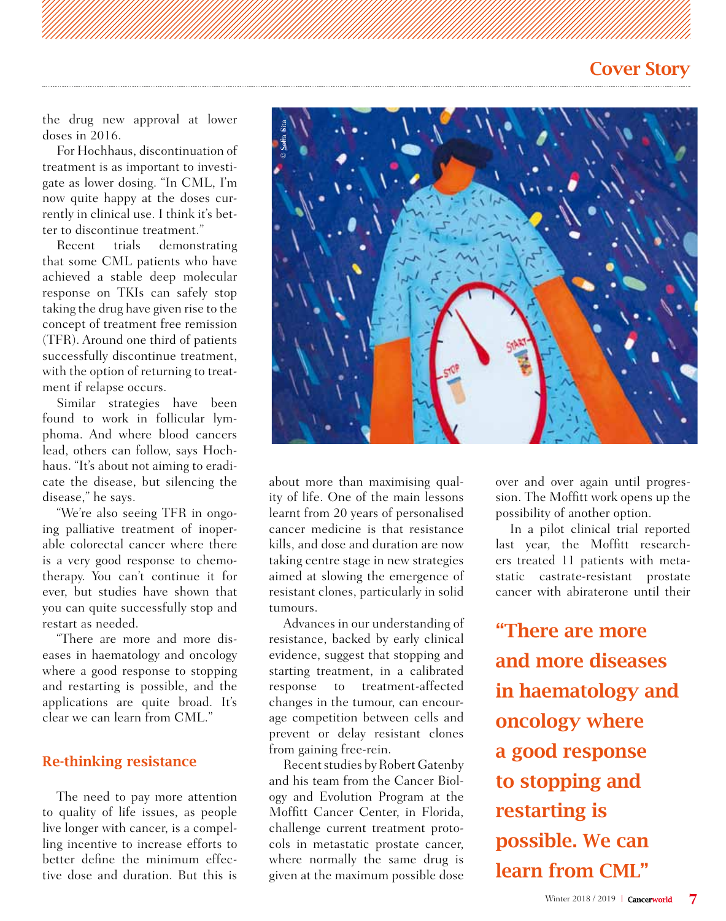the drug new approval at lower doses in 2016.

For Hochhaus, discontinuation of treatment is as important to investigate as lower dosing. "In CML, I'm now quite happy at the doses currently in clinical use. I think it's better to discontinue treatment."

Recent trials demonstrating that some CML patients who have achieved a stable deep molecular response on TKIs can safely stop taking the drug have given rise to the concept of treatment free remission (TFR). Around one third of patients successfully discontinue treatment, with the option of returning to treatment if relapse occurs.

Similar strategies have been found to work in follicular lymphoma. And where blood cancers lead, others can follow, says Hochhaus. "It's about not aiming to eradicate the disease, but silencing the disease," he says.

"We're also seeing TFR in ongoing palliative treatment of inoperable colorectal cancer where there is a very good response to chemotherapy. You can't continue it for ever, but studies have shown that you can quite successfully stop and restart as needed.

"There are more and more diseases in haematology and oncology where a good response to stopping and restarting is possible, and the applications are quite broad. It's clear we can learn from CML."

## Re-thinking resistance

The need to pay more attention to quality of life issues, as people live longer with cancer, is a compelling incentive to increase efforts to better define the minimum effective dose and duration. But this is about more than maximising quality of life. One of the main lessons learnt from 20 years of personalised cancer medicine is that resistance kills, and dose and duration are now taking centre stage in new strategies aimed at slowing the emergence of resistant clones, particularly in solid tumours.

Advances in our understanding of resistance, backed by early clinical evidence, suggest that stopping and starting treatment, in a calibrated response to treatment-affected changes in the tumour, can encourage competition between cells and prevent or delay resistant clones from gaining free-rein.

Recent studies by Robert Gatenby and his team from the Cancer Biology and Evolution Program at the Moffitt Cancer Center, in Florida, challenge current treatment protocols in metastatic prostate cancer, where normally the same drug is given at the maximum possible dose over and over again until progression. The Moffitt work opens up the possibility of another option.

In a pilot clinical trial reported last year, the Moffitt researchers treated 11 patients with metastatic castrate-resistant prostate cancer with abiraterone until their

**"There are more and more diseases in haematology and oncology where a good response to stopping and restarting is possible. We can learn from CML"**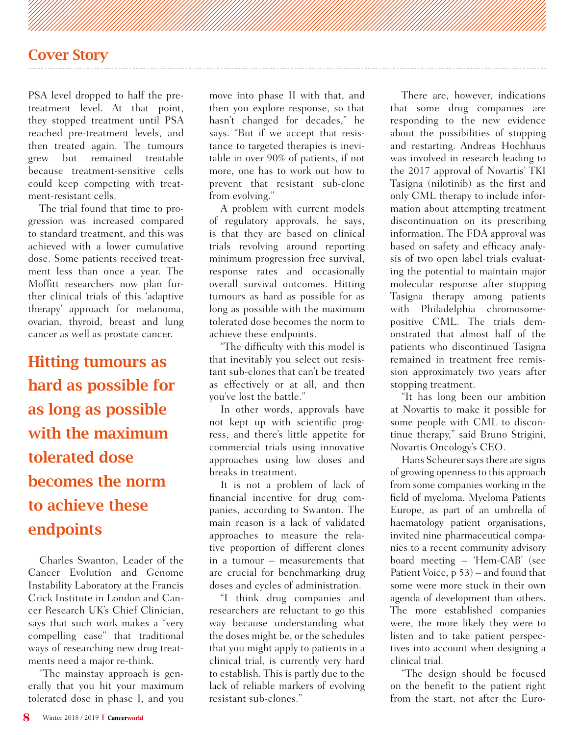PSA level dropped to half the pre-treatment level. At that point, they stopped treatment until PSA reached pre-treatment levels, and then treated again. The tumours grew but remained treatable because treatment-sensitive cells could keep competing with treatment-resistant cells.

The trial found that time to progression was increased compared to standard treatment, and this was achieved with a lower cumulative dose. Some patients received treatment less than once a year. The Moffitt researchers now plan further clinical trials of this 'adaptive therapy' approach for melanoma, ovarian, thyroid, breast and lung cancer as well as prostate cancer.

**Hitting tumours as hard as possible for as long as possible with the maximum tolerated dose becomes the norm to achieve these endpoints**

Charles Swanton, Leader of the Cancer Evolution and Genome Instability Laboratory at the Francis Crick Institute in London and Cancer Research UK's Chief Clinician, says that such work makes a "very compelling case" that traditional ways of researching new drug treatments need a major re-think.

"The mainstay approach is generally that you hit your maximum tolerated dose in phase I, and you move into phase II with that, and then you explore response, so that hasn't changed for decades," he says. "But if we accept that resistance to targeted therapies is inevitable in over 90% of patients, if not more, one has to work out how to prevent that resistant sub-clone from evolving."

A problem with current models of regulatory approvals, he says, is that they are based on clinical trials revolving around reporting minimum progression free survival, response rates and occasionally overall survival outcomes. Hitting tumours as hard as possible for as long as possible with the maximum tolerated dose becomes the norm to achieve these endpoints.

"The difficulty with this model is that inevitably you select out resistant sub-clones that can't be treated as effectively or at all, and then you've lost the battle."

In other words, approvals have not kept up with scientific progress, and there's little appetite for commercial trials using innovative approaches using low doses and breaks in treatment.

It is not a problem of lack of financial incentive for drug companies, according to Swanton. The main reason is a lack of validated approaches to measure the relative proportion of different clones in a tumour – measurements that are crucial for benchmarking drug doses and cycles of administration.

"I think drug companies and researchers are reluctant to go this way because understanding what the doses might be, or the schedules that you might apply to patients in a clinical trial, is currently very hard to establish. This is partly due to the lack of reliable markers of evolving resistant sub-clones."

There are, however, indications that some drug companies are responding to the new evidence about the possibilities of stopping and restarting. Andreas Hochhaus was involved in research leading to the 2017 approval of Novartis' TKI Tasigna (nilotinib) as the first and only CML therapy to include information about attempting treatment discontinuation on its prescribing information. The FDA approval was based on safety and efficacy analysis of two open label trials evaluating the potential to maintain major molecular response after stopping Tasigna therapy among patients with Philadelphia chromosome-positive CML. The trials demonstrated that almost half of the patients who discontinued Tasigna remained in treatment free remission approximately two years after stopping treatment.

"It has long been our ambition at Novartis to make it possible for some people with CML to discontinue therapy," said Bruno Strigini, Novartis Oncology's CEO.

Hans Scheurer says there are signs of growing openness to this approach from some companies working in the field of myeloma. Myeloma Patients Europe, as part of an umbrella of haematology patient organisations, invited nine pharmaceutical companies to a recent community advisory board meeting – 'Hem-CAB' (see Patient Voice, p 53) – and found that some were more stuck in their own agenda of development than others. The more established companies were, the more likely they were to listen and to take patient perspectives into account when designing a clinical trial.

"The design should be focused on the benefit to the patient right from the start, not after the Euro-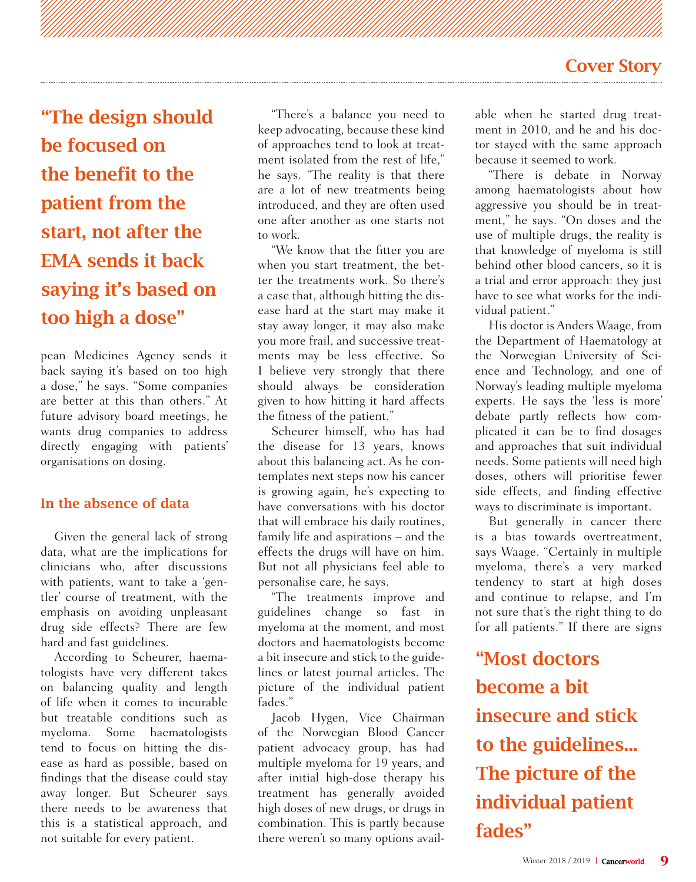> "The design should be focused on the benefit to the patient from the start, not after the EMA sends it back saying it's based on too high a dose"

pean Medicines Agency sends it back saying it's based on too high a dose," he says. "Some companies are better at this than others." At future advisory board meetings, he wants drug companies to address directly engaging with patients' organisations on dosing.

### In the absence of data

Given the general lack of strong data, what are the implications for clinicians who, after discussions with patients, want to take a 'gentler' course of treatment, with the emphasis on avoiding unpleasant drug side effects? There are few hard and fast guidelines.

According to Scheurer, haematologists have very different takes on balancing quality and length of life when it comes to incurable but treatable conditions such as myeloma. Some haematologists tend to focus on hitting the disease as hard as possible, based on findings that the disease could stay away longer. But Scheurer says there needs to be awareness that this is a statistical approach, and not suitable for every patient.

"There's a balance you need to keep advocating, because these kind of approaches tend to look at treatment isolated from the rest of life," he says. "The reality is that there are a lot of new treatments being introduced, and they are often used one after another as one starts not to work.

"We know that the fitter you are when you start treatment, the better the treatments work. So there's a case that, although hitting the disease hard at the start may make it stay away longer, it may also make you more frail, and successive treatments may be less effective. So I believe very strongly that there should always be consideration given to how hitting it hard affects the fitness of the patient."

Scheurer himself, who has had the disease for 13 years, knows about this balancing act. As he contemplates next steps now his cancer is growing again, he's expecting to have conversations with his doctor that will embrace his daily routines, family life and aspirations – and the effects the drugs will have on him. But not all physicians feel able to personalise care, he says.

"The treatments improve and guidelines change so fast in myeloma at the moment, and most doctors and haematologists become a bit insecure and stick to the guidelines or latest journal articles. The picture of the individual patient fades."

Jacob Hygen, Vice Chairman of the Norwegian Blood Cancer patient advocacy group, has had multiple myeloma for 19 years, and after initial high-dose therapy his treatment has generally avoided high doses of new drugs, or drugs in combination. This is partly because there weren't so many options available when he started drug treatment in 2010, and he and his doctor stayed with the same approach because it seemed to work.

"There is debate in Norway among haematologists about how aggressive you should be in treatment," he says. "On doses and the use of multiple drugs, the reality is that knowledge of myeloma is still behind other blood cancers, so it is a trial and error approach: they just have to see what works for the individual patient."

His doctor is Anders Waage, from the Department of Haematology at the Norwegian University of Science and Technology, and one of Norway's leading multiple myeloma experts. He says the 'less is more' debate partly reflects how complicated it can be to find dosages and approaches that suit individual needs. Some patients will need high doses, others will prioritise fewer side effects, and finding effective ways to discriminate is important.

But generally in cancer there is a bias towards overtreatment, says Waage. "Certainly in multiple myeloma, there's a very marked tendency to start at high doses and continue to relapse, and I'm not sure that's the right thing to do for all patients." If there are signs

> "Most doctors become a bit insecure and stick to the guidelines... The picture of the individual patient fades"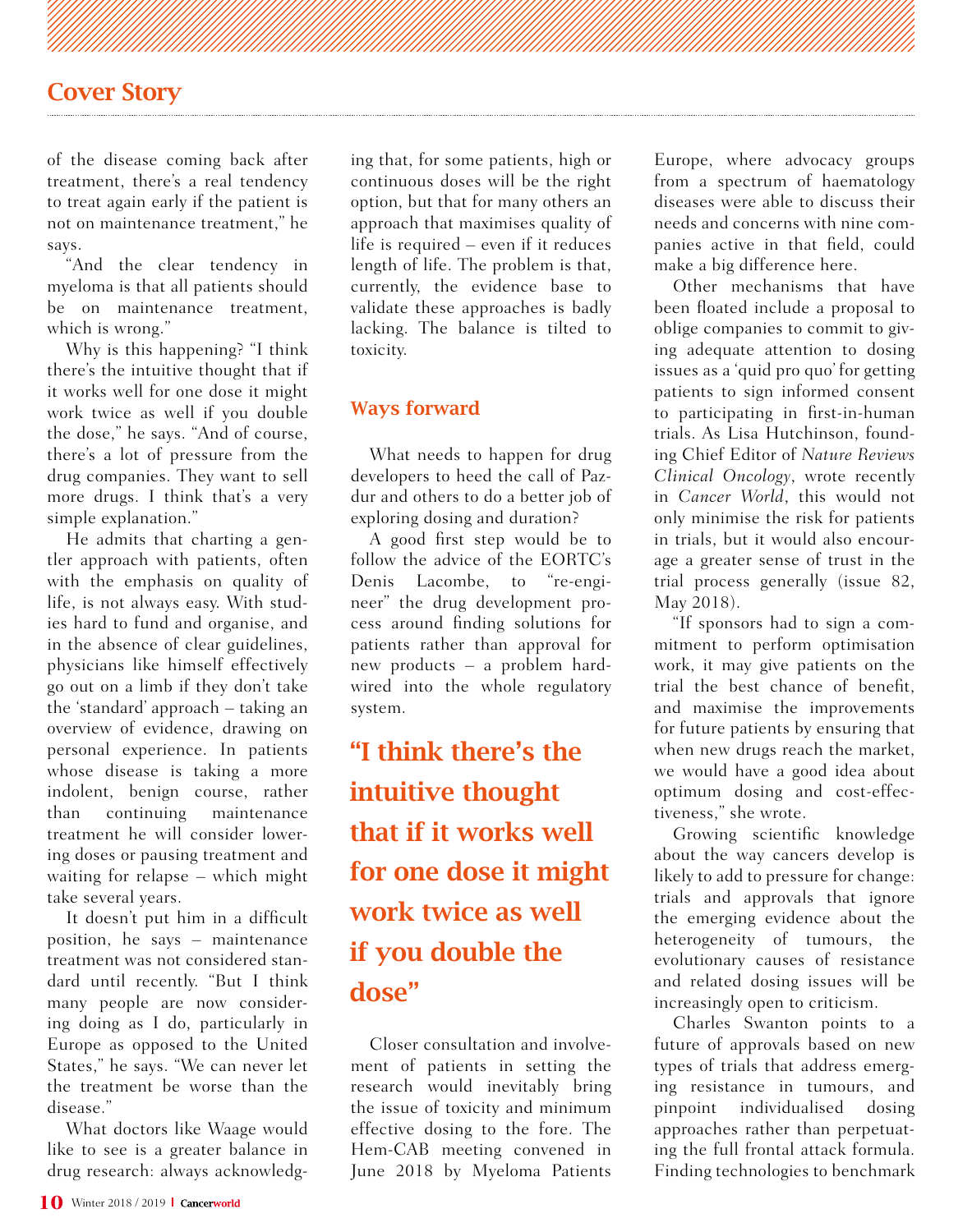of the disease coming back after treatment, there's a real tendency to treat again early if the patient is not on maintenance treatment," he says.

"And the clear tendency in myeloma is that all patients should be on maintenance treatment, which is wrong."

Why is this happening? "I think there's the intuitive thought that if it works well for one dose it might work twice as well if you double the dose," he says. "And of course, there's a lot of pressure from the drug companies. They want to sell more drugs. I think that's a very simple explanation."

He admits that charting a gentler approach with patients, often with the emphasis on quality of life, is not always easy. With studies hard to fund and organise, and in the absence of clear guidelines, physicians like himself effectively go out on a limb if they don't take the 'standard' approach – taking an overview of evidence, drawing on personal experience. In patients whose disease is taking a more indolent, benign course, rather than continuing maintenance treatment he will consider lowering doses or pausing treatment and waiting for relapse – which might take several years.

It doesn't put him in a difficult position, he says – maintenance treatment was not considered standard until recently. "But I think many people are now considering doing as I do, particularly in Europe as opposed to the United States," he says. "We can never let the treatment be worse than the disease."

What doctors like Waage would like to see is a greater balance in drug research: always acknowledging that, for some patients, high or continuous doses will be the right option, but that for many others an approach that maximises quality of life is required – even if it reduces length of life. The problem is that, currently, the evidence base to validate these approaches is badly lacking. The balance is tilted to toxicity.

## Ways forward

What needs to happen for drug developers to heed the call of Pazdur and others to do a better job of exploring dosing and duration?

A good first step would be to follow the advice of the EORTC's Denis Lacombe, to "re-engineer" the drug development process around finding solutions for patients rather than approval for new products – a problem hardwired into the whole regulatory system.

> **"I think there's the intuitive thought that if it works well for one dose it might work twice as well if you double the dose"**

Closer consultation and involvement of patients in setting the research would inevitably bring the issue of toxicity and minimum effective dosing to the fore. The Hem-CAB meeting convened in June 2018 by Myeloma Patients Europe, where advocacy groups from a spectrum of haematology diseases were able to discuss their needs and concerns with nine companies active in that field, could make a big difference here.

Other mechanisms that have been floated include a proposal to oblige companies to commit to giving adequate attention to dosing issues as a 'quid pro quo' for getting patients to sign informed consent to participating in first-in-human trials. As Lisa Hutchinson, founding Chief Editor of *Nature Reviews Clinical Oncology*, wrote recently in *Cancer World*, this would not only minimise the risk for patients in trials, but it would also encourage a greater sense of trust in the trial process generally (issue 82, May 2018).

"If sponsors had to sign a commitment to perform optimisation work, it may give patients on the trial the best chance of benefit, and maximise the improvements for future patients by ensuring that when new drugs reach the market, we would have a good idea about optimum dosing and cost-effectiveness," she wrote.

Growing scientific knowledge about the way cancers develop is likely to add to pressure for change: trials and approvals that ignore the emerging evidence about the heterogeneity of tumours, the evolutionary causes of resistance and related dosing issues will be increasingly open to criticism.

Charles Swanton points to a future of approvals based on new types of trials that address emerging resistance in tumours, and pinpoint individualised dosing approaches rather than perpetuating the full frontal attack formula. Finding technologies to benchmark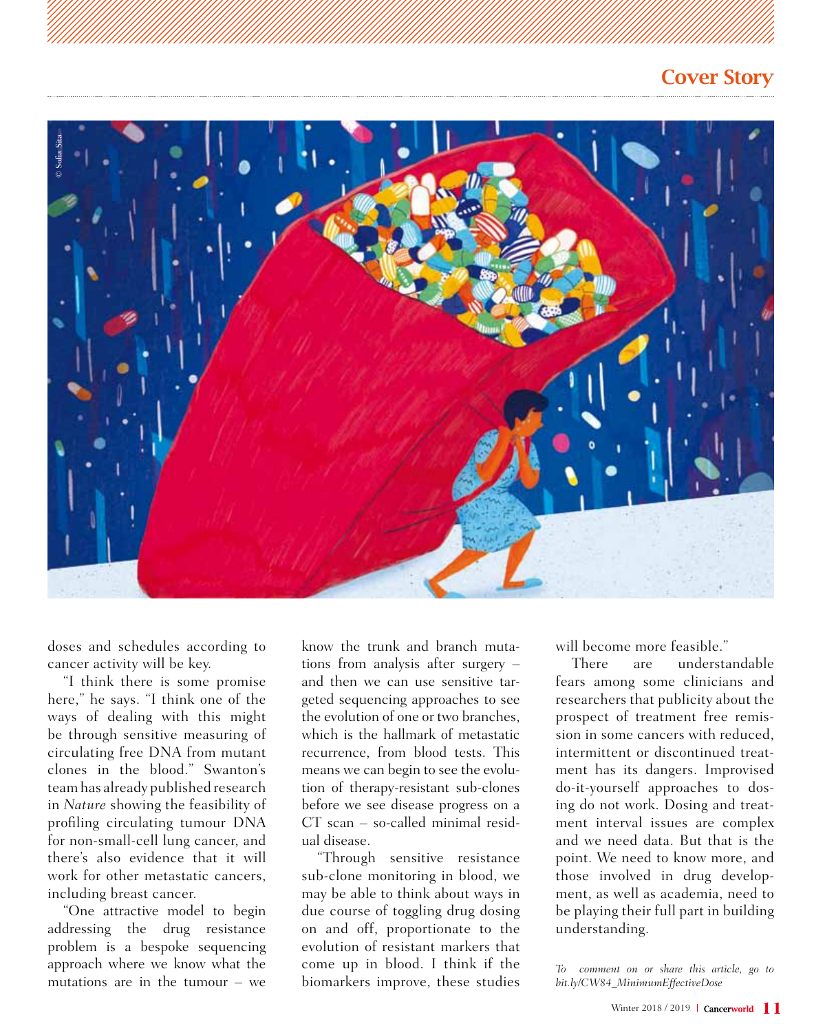doses and schedules according to cancer activity will be key.

"I think there is some promise here," he says. "I think one of the ways of dealing with this might be through sensitive measuring of circulating free DNA from mutant clones in the blood." Swanton's team has already published research in *Nature* showing the feasibility of profiling circulating tumour DNA for non-small-cell lung cancer, and there's also evidence that it will work for other metastatic cancers, including breast cancer.

"One attractive model to begin addressing the drug resistance problem is a bespoke sequencing approach where we know what the mutations are in the tumour – we know the trunk and branch mutations from analysis after surgery – and then we can use sensitive targeted sequencing approaches to see the evolution of one or two branches, which is the hallmark of metastatic recurrence, from blood tests. This means we can begin to see the evolution of therapy-resistant sub-clones before we see disease progress on a CT scan – so-called minimal residual disease.

"Through sensitive resistance sub-clone monitoring in blood, we may be able to think about ways in due course of toggling drug dosing on and off, proportionate to the evolution of resistant markers that come up in blood. I think if the biomarkers improve, these studies will become more feasible."

There are understandable fears among some clinicians and researchers that publicity about the prospect of treatment free remission in some cancers with reduced, intermittent or discontinued treatment has its dangers. Improvised do-it-yourself approaches to dosing do not work. Dosing and treatment interval issues are complex and we need data. But that is the point. We need to know more, and those involved in drug development, as well as academia, need to be playing their full part in building understanding.

*To comment on or share this article, go to bit.ly/CW84_MinimumEffectiveDose*